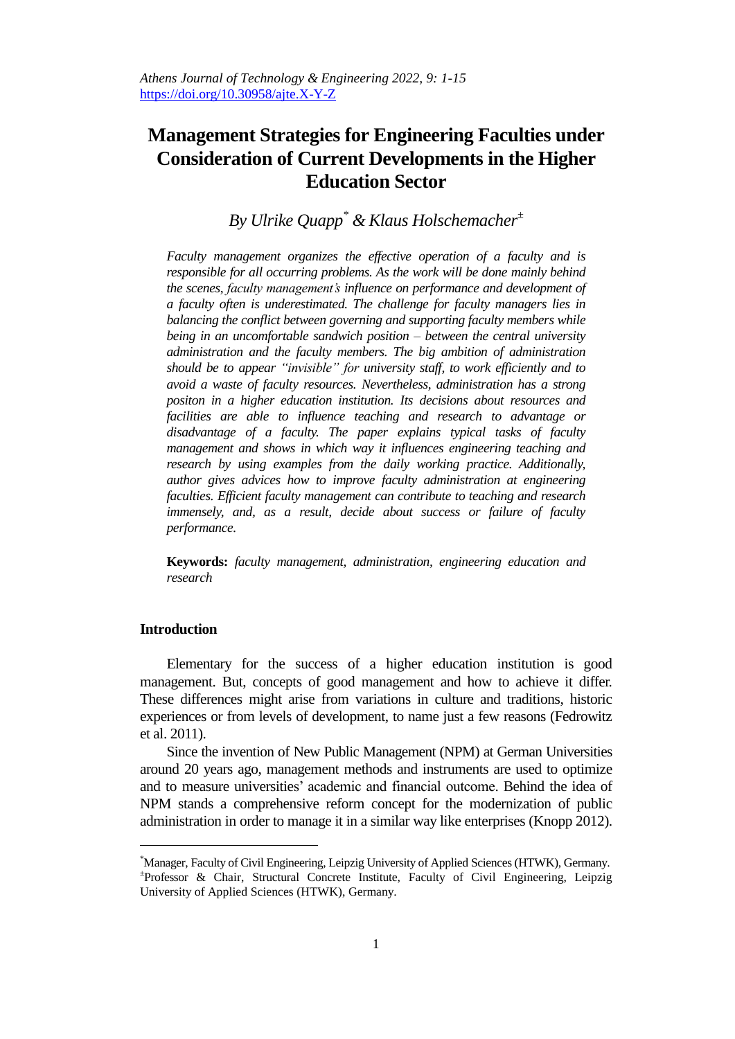*Athens Journal of Technology & Engineering 2022, 9: 1-15*
https://doi.org/10.30958/ajte.X-Y-Z

# Management Strategies for Engineering Faculties under Consideration of Current Developments in the Higher Education Sector

*By Ulrike Quapp[*] & Klaus Holschemacher[±]*

*Faculty management organizes the effective operation of a faculty and is responsible for all occurring problems. As the work will be done mainly behind the scenes, faculty management's influence on performance and development of a faculty often is underestimated. The challenge for faculty managers lies in balancing the conflict between governing and supporting faculty members while being in an uncomfortable sandwich position – between the central university administration and the faculty members. The big ambition of administration should be to appear "invisible" for university staff, to work efficiently and to avoid a waste of faculty resources. Nevertheless, administration has a strong positon in a higher education institution. Its decisions about resources and facilities are able to influence teaching and research to advantage or disadvantage of a faculty. The paper explains typical tasks of faculty management and shows in which way it influences engineering teaching and research by using examples from the daily working practice. Additionally, author gives advices how to improve faculty administration at engineering faculties. Efficient faculty management can contribute to teaching and research immensely, and, as a result, decide about success or failure of faculty performance.*

**Keywords:** *faculty management, administration, engineering education and research*

## Introduction

Elementary for the success of a higher education institution is good management. But, concepts of good management and how to achieve it differ. These differences might arise from variations in culture and traditions, historic experiences or from levels of development, to name just a few reasons (Fedrowitz et al. 2011).

Since the invention of New Public Management (NPM) at German Universities around 20 years ago, management methods and instruments are used to optimize and to measure universities' academic and financial outcome. Behind the idea of NPM stands a comprehensive reform concept for the modernization of public administration in order to manage it in a similar way like enterprises (Knopp 2012).

---

[*] Manager, Faculty of Civil Engineering, Leipzig University of Applied Sciences (HTWK), Germany.
[±] Professor & Chair, Structural Concrete Institute, Faculty of Civil Engineering, Leipzig University of Applied Sciences (HTWK), Germany.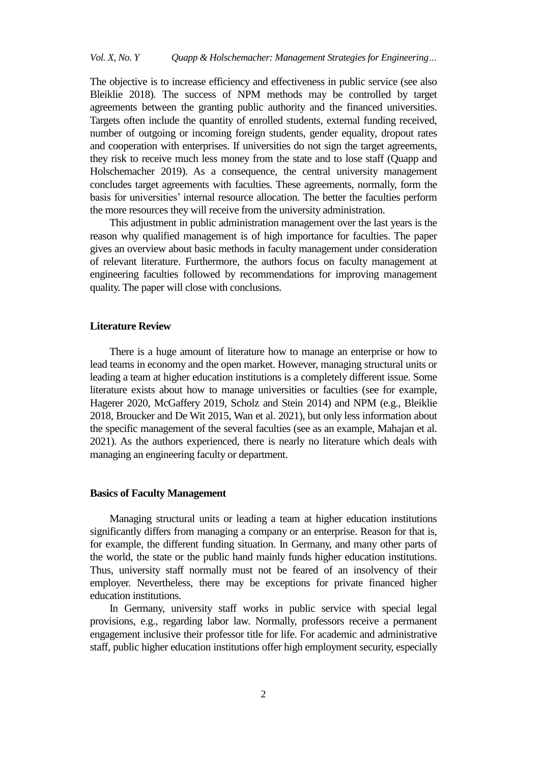The objective is to increase efficiency and effectiveness in public service (see also Bleiklie 2018). The success of NPM methods may be controlled by target agreements between the granting public authority and the financed universities. Targets often include the quantity of enrolled students, external funding received, number of outgoing or incoming foreign students, gender equality, dropout rates and cooperation with enterprises. If universities do not sign the target agreements, they risk to receive much less money from the state and to lose staff (Quapp and Holschemacher 2019). As a consequence, the central university management concludes target agreements with faculties. These agreements, normally, form the basis for universities' internal resource allocation. The better the faculties perform the more resources they will receive from the university administration.

This adjustment in public administration management over the last years is the reason why qualified management is of high importance for faculties. The paper gives an overview about basic methods in faculty management under consideration of relevant literature. Furthermore, the authors focus on faculty management at engineering faculties followed by recommendations for improving management quality. The paper will close with conclusions.

## Literature Review

There is a huge amount of literature how to manage an enterprise or how to lead teams in economy and the open market. However, managing structural units or leading a team at higher education institutions is a completely different issue. Some literature exists about how to manage universities or faculties (see for example, Hagerer 2020, McGaffery 2019, Scholz and Stein 2014) and NPM (e.g., Bleiklie 2018, Broucker and De Wit 2015, Wan et al. 2021), but only less information about the specific management of the several faculties (see as an example, Mahajan et al. 2021). As the authors experienced, there is nearly no literature which deals with managing an engineering faculty or department.

## Basics of Faculty Management

Managing structural units or leading a team at higher education institutions significantly differs from managing a company or an enterprise. Reason for that is, for example, the different funding situation. In Germany, and many other parts of the world, the state or the public hand mainly funds higher education institutions. Thus, university staff normally must not be feared of an insolvency of their employer. Nevertheless, there may be exceptions for private financed higher education institutions.

In Germany, university staff works in public service with special legal provisions, e.g., regarding labor law. Normally, professors receive a permanent engagement inclusive their professor title for life. For academic and administrative staff, public higher education institutions offer high employment security, especially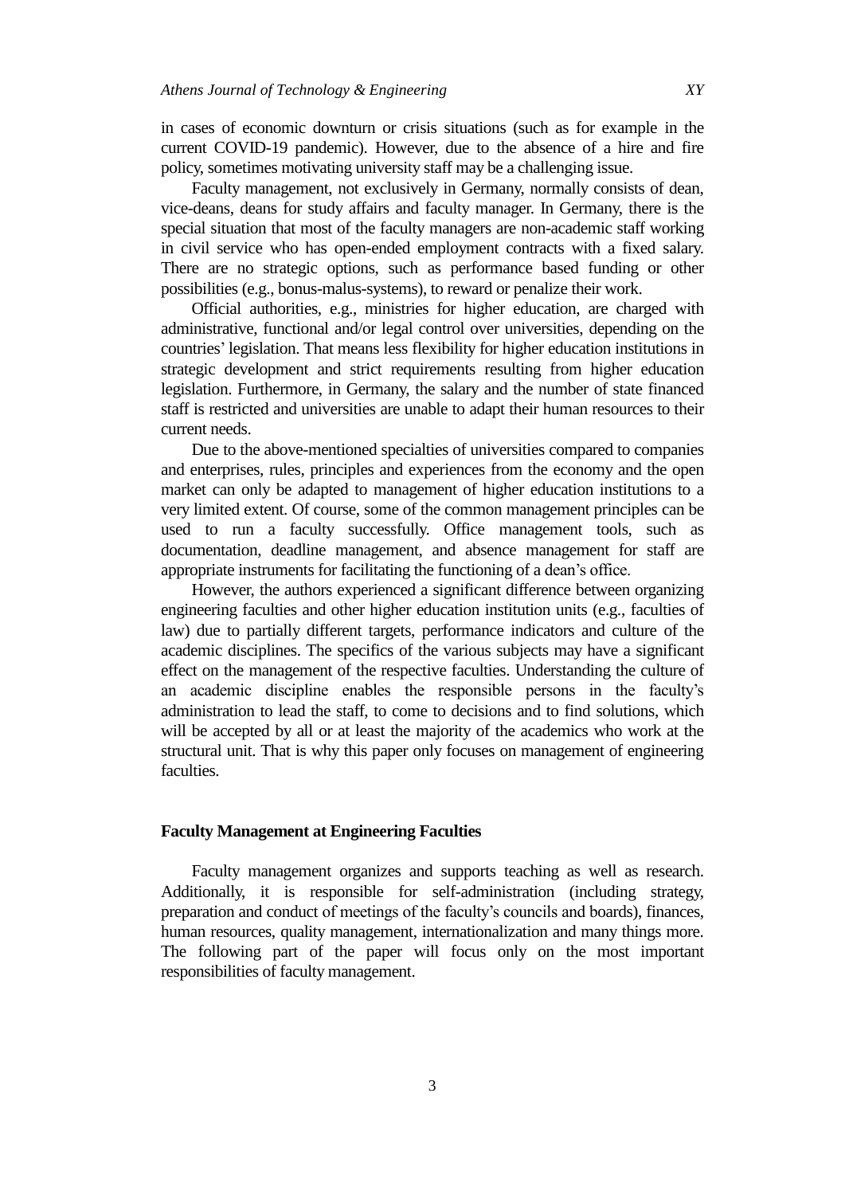in cases of economic downturn or crisis situations (such as for example in the current COVID-19 pandemic). However, due to the absence of a hire and fire policy, sometimes motivating university staff may be a challenging issue.

Faculty management, not exclusively in Germany, normally consists of dean, vice-deans, deans for study affairs and faculty manager. In Germany, there is the special situation that most of the faculty managers are non-academic staff working in civil service who has open-ended employment contracts with a fixed salary. There are no strategic options, such as performance based funding or other possibilities (e.g., bonus-malus-systems), to reward or penalize their work.

Official authorities, e.g., ministries for higher education, are charged with administrative, functional and/or legal control over universities, depending on the countries' legislation. That means less flexibility for higher education institutions in strategic development and strict requirements resulting from higher education legislation. Furthermore, in Germany, the salary and the number of state financed staff is restricted and universities are unable to adapt their human resources to their current needs.

Due to the above-mentioned specialties of universities compared to companies and enterprises, rules, principles and experiences from the economy and the open market can only be adapted to management of higher education institutions to a very limited extent. Of course, some of the common management principles can be used to run a faculty successfully. Office management tools, such as documentation, deadline management, and absence management for staff are appropriate instruments for facilitating the functioning of a dean's office.

However, the authors experienced a significant difference between organizing engineering faculties and other higher education institution units (e.g., faculties of law) due to partially different targets, performance indicators and culture of the academic disciplines. The specifics of the various subjects may have a significant effect on the management of the respective faculties. Understanding the culture of an academic discipline enables the responsible persons in the faculty's administration to lead the staff, to come to decisions and to find solutions, which will be accepted by all or at least the majority of the academics who work at the structural unit. That is why this paper only focuses on management of engineering faculties.

## Faculty Management at Engineering Faculties

Faculty management organizes and supports teaching as well as research. Additionally, it is responsible for self-administration (including strategy, preparation and conduct of meetings of the faculty's councils and boards), finances, human resources, quality management, internationalization and many things more. The following part of the paper will focus only on the most important responsibilities of faculty management.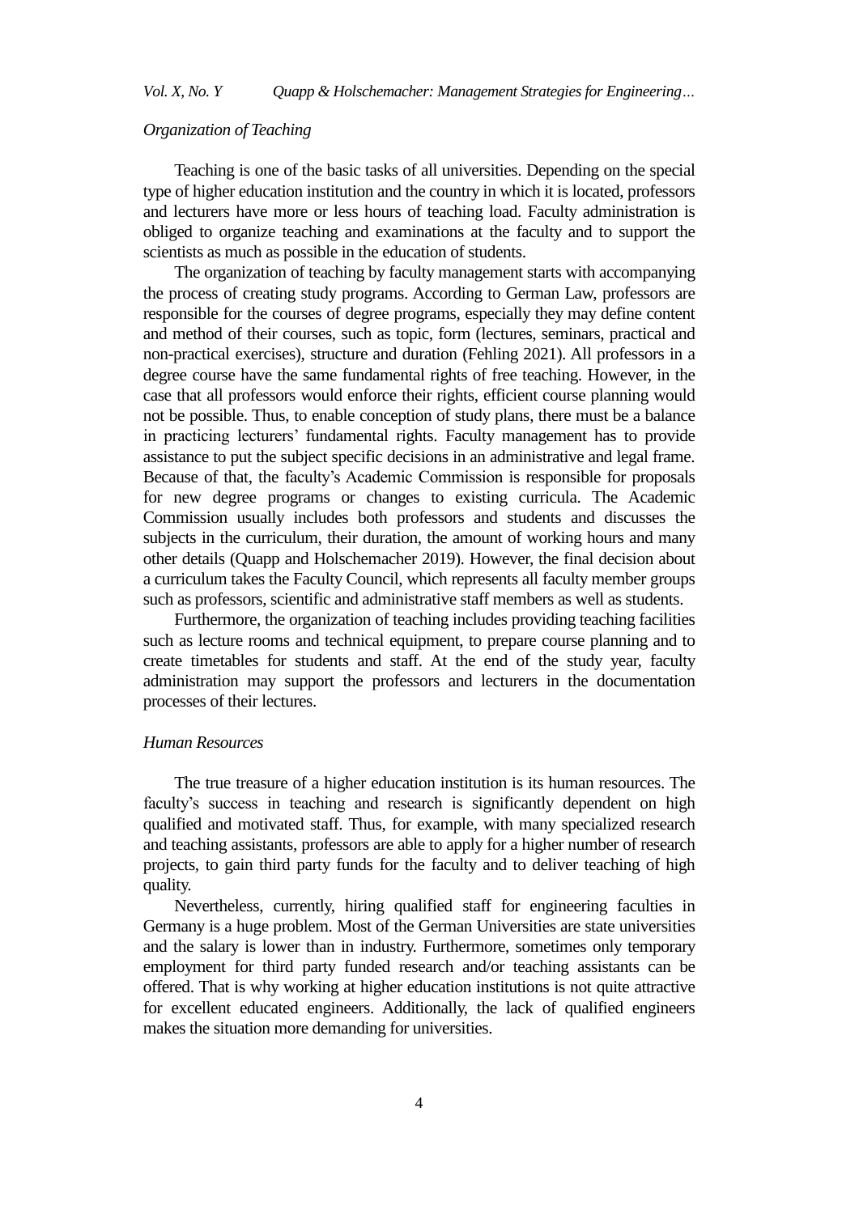*Organization of Teaching*

Teaching is one of the basic tasks of all universities. Depending on the special type of higher education institution and the country in which it is located, professors and lecturers have more or less hours of teaching load. Faculty administration is obliged to organize teaching and examinations at the faculty and to support the scientists as much as possible in the education of students.

The organization of teaching by faculty management starts with accompanying the process of creating study programs. According to German Law, professors are responsible for the courses of degree programs, especially they may define content and method of their courses, such as topic, form (lectures, seminars, practical and non-practical exercises), structure and duration (Fehling 2021). All professors in a degree course have the same fundamental rights of free teaching. However, in the case that all professors would enforce their rights, efficient course planning would not be possible. Thus, to enable conception of study plans, there must be a balance in practicing lecturers' fundamental rights. Faculty management has to provide assistance to put the subject specific decisions in an administrative and legal frame. Because of that, the faculty's Academic Commission is responsible for proposals for new degree programs or changes to existing curricula. The Academic Commission usually includes both professors and students and discusses the subjects in the curriculum, their duration, the amount of working hours and many other details (Quapp and Holschemacher 2019). However, the final decision about a curriculum takes the Faculty Council, which represents all faculty member groups such as professors, scientific and administrative staff members as well as students.

Furthermore, the organization of teaching includes providing teaching facilities such as lecture rooms and technical equipment, to prepare course planning and to create timetables for students and staff. At the end of the study year, faculty administration may support the professors and lecturers in the documentation processes of their lectures.

*Human Resources*

The true treasure of a higher education institution is its human resources. The faculty's success in teaching and research is significantly dependent on high qualified and motivated staff. Thus, for example, with many specialized research and teaching assistants, professors are able to apply for a higher number of research projects, to gain third party funds for the faculty and to deliver teaching of high quality.

Nevertheless, currently, hiring qualified staff for engineering faculties in Germany is a huge problem. Most of the German Universities are state universities and the salary is lower than in industry. Furthermore, sometimes only temporary employment for third party funded research and/or teaching assistants can be offered. That is why working at higher education institutions is not quite attractive for excellent educated engineers. Additionally, the lack of qualified engineers makes the situation more demanding for universities.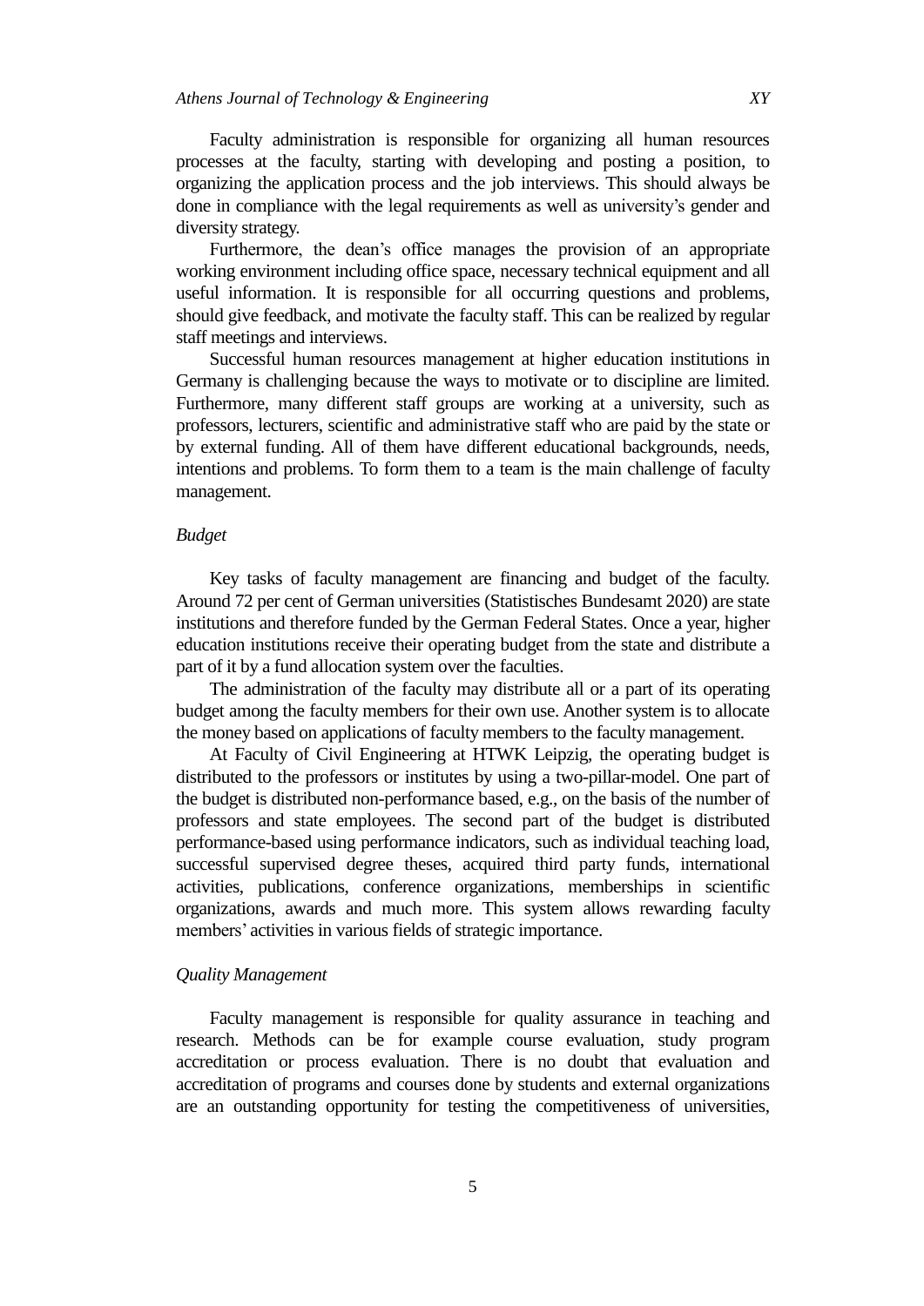Faculty administration is responsible for organizing all human resources processes at the faculty, starting with developing and posting a position, to organizing the application process and the job interviews. This should always be done in compliance with the legal requirements as well as university's gender and diversity strategy.

Furthermore, the dean's office manages the provision of an appropriate working environment including office space, necessary technical equipment and all useful information. It is responsible for all occurring questions and problems, should give feedback, and motivate the faculty staff. This can be realized by regular staff meetings and interviews.

Successful human resources management at higher education institutions in Germany is challenging because the ways to motivate or to discipline are limited. Furthermore, many different staff groups are working at a university, such as professors, lecturers, scientific and administrative staff who are paid by the state or by external funding. All of them have different educational backgrounds, needs, intentions and problems. To form them to a team is the main challenge of faculty management.

### *Budget*

Key tasks of faculty management are financing and budget of the faculty. Around 72 per cent of German universities (Statistisches Bundesamt 2020) are state institutions and therefore funded by the German Federal States. Once a year, higher education institutions receive their operating budget from the state and distribute a part of it by a fund allocation system over the faculties.

The administration of the faculty may distribute all or a part of its operating budget among the faculty members for their own use. Another system is to allocate the money based on applications of faculty members to the faculty management.

At Faculty of Civil Engineering at HTWK Leipzig, the operating budget is distributed to the professors or institutes by using a two-pillar-model. One part of the budget is distributed non-performance based, e.g., on the basis of the number of professors and state employees. The second part of the budget is distributed performance-based using performance indicators, such as individual teaching load, successful supervised degree theses, acquired third party funds, international activities, publications, conference organizations, memberships in scientific organizations, awards and much more. This system allows rewarding faculty members' activities in various fields of strategic importance.

### *Quality Management*

Faculty management is responsible for quality assurance in teaching and research. Methods can be for example course evaluation, study program accreditation or process evaluation. There is no doubt that evaluation and accreditation of programs and courses done by students and external organizations are an outstanding opportunity for testing the competitiveness of universities,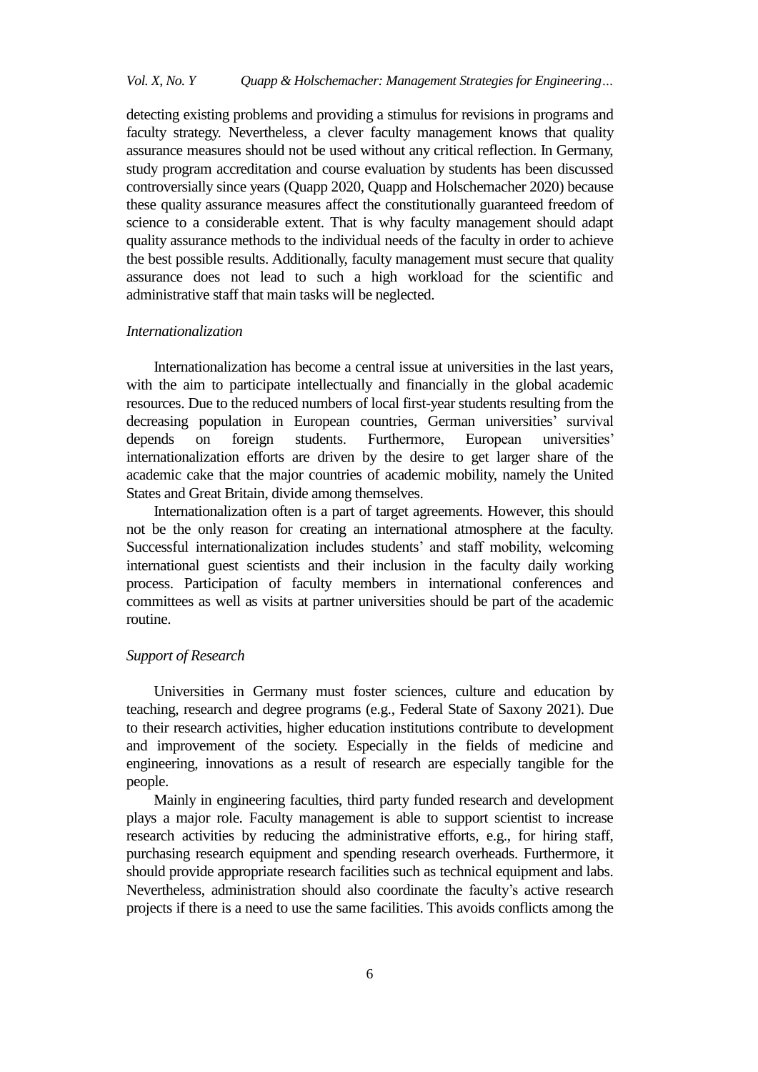detecting existing problems and providing a stimulus for revisions in programs and faculty strategy. Nevertheless, a clever faculty management knows that quality assurance measures should not be used without any critical reflection. In Germany, study program accreditation and course evaluation by students has been discussed controversially since years (Quapp 2020, Quapp and Holschemacher 2020) because these quality assurance measures affect the constitutionally guaranteed freedom of science to a considerable extent. That is why faculty management should adapt quality assurance methods to the individual needs of the faculty in order to achieve the best possible results. Additionally, faculty management must secure that quality assurance does not lead to such a high workload for the scientific and administrative staff that main tasks will be neglected.

### *Internationalization*

Internationalization has become a central issue at universities in the last years, with the aim to participate intellectually and financially in the global academic resources. Due to the reduced numbers of local first-year students resulting from the decreasing population in European countries, German universities' survival depends on foreign students. Furthermore, European universities' internationalization efforts are driven by the desire to get larger share of the academic cake that the major countries of academic mobility, namely the United States and Great Britain, divide among themselves.

Internationalization often is a part of target agreements. However, this should not be the only reason for creating an international atmosphere at the faculty. Successful internationalization includes students' and staff mobility, welcoming international guest scientists and their inclusion in the faculty daily working process. Participation of faculty members in international conferences and committees as well as visits at partner universities should be part of the academic routine.

### *Support of Research*

Universities in Germany must foster sciences, culture and education by teaching, research and degree programs (e.g., Federal State of Saxony 2021). Due to their research activities, higher education institutions contribute to development and improvement of the society. Especially in the fields of medicine and engineering, innovations as a result of research are especially tangible for the people.

Mainly in engineering faculties, third party funded research and development plays a major role. Faculty management is able to support scientist to increase research activities by reducing the administrative efforts, e.g., for hiring staff, purchasing research equipment and spending research overheads. Furthermore, it should provide appropriate research facilities such as technical equipment and labs. Nevertheless, administration should also coordinate the faculty's active research projects if there is a need to use the same facilities. This avoids conflicts among the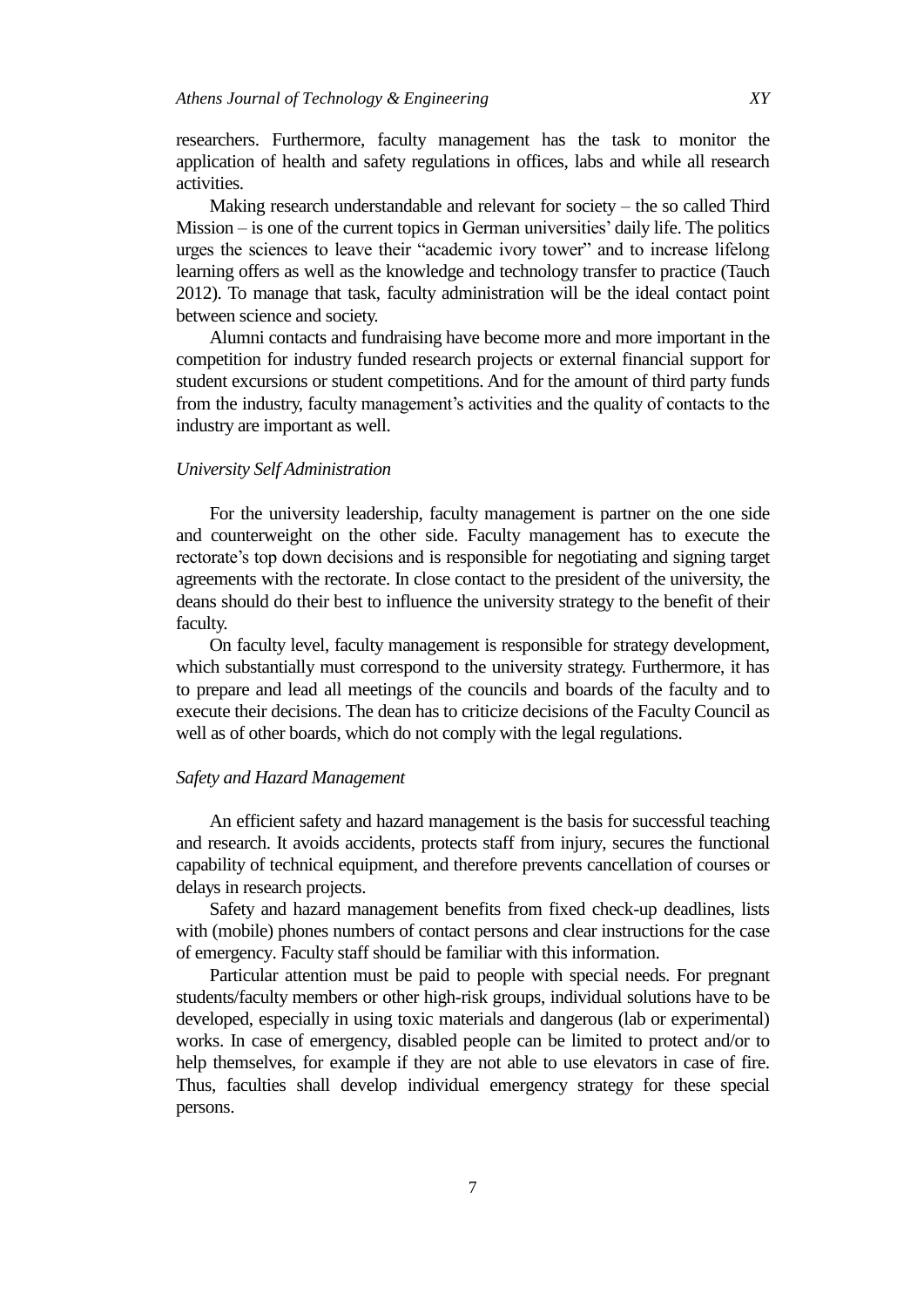researchers. Furthermore, faculty management has the task to monitor the application of health and safety regulations in offices, labs and while all research activities.

Making research understandable and relevant for society – the so called Third Mission – is one of the current topics in German universities' daily life. The politics urges the sciences to leave their "academic ivory tower" and to increase lifelong learning offers as well as the knowledge and technology transfer to practice (Tauch 2012). To manage that task, faculty administration will be the ideal contact point between science and society.

Alumni contacts and fundraising have become more and more important in the competition for industry funded research projects or external financial support for student excursions or student competitions. And for the amount of third party funds from the industry, faculty management's activities and the quality of contacts to the industry are important as well.

### *University Self Administration*

For the university leadership, faculty management is partner on the one side and counterweight on the other side. Faculty management has to execute the rectorate's top down decisions and is responsible for negotiating and signing target agreements with the rectorate. In close contact to the president of the university, the deans should do their best to influence the university strategy to the benefit of their faculty.

On faculty level, faculty management is responsible for strategy development, which substantially must correspond to the university strategy. Furthermore, it has to prepare and lead all meetings of the councils and boards of the faculty and to execute their decisions. The dean has to criticize decisions of the Faculty Council as well as of other boards, which do not comply with the legal regulations.

### *Safety and Hazard Management*

An efficient safety and hazard management is the basis for successful teaching and research. It avoids accidents, protects staff from injury, secures the functional capability of technical equipment, and therefore prevents cancellation of courses or delays in research projects.

Safety and hazard management benefits from fixed check-up deadlines, lists with (mobile) phones numbers of contact persons and clear instructions for the case of emergency. Faculty staff should be familiar with this information.

Particular attention must be paid to people with special needs. For pregnant students/faculty members or other high-risk groups, individual solutions have to be developed, especially in using toxic materials and dangerous (lab or experimental) works. In case of emergency, disabled people can be limited to protect and/or to help themselves, for example if they are not able to use elevators in case of fire. Thus, faculties shall develop individual emergency strategy for these special persons.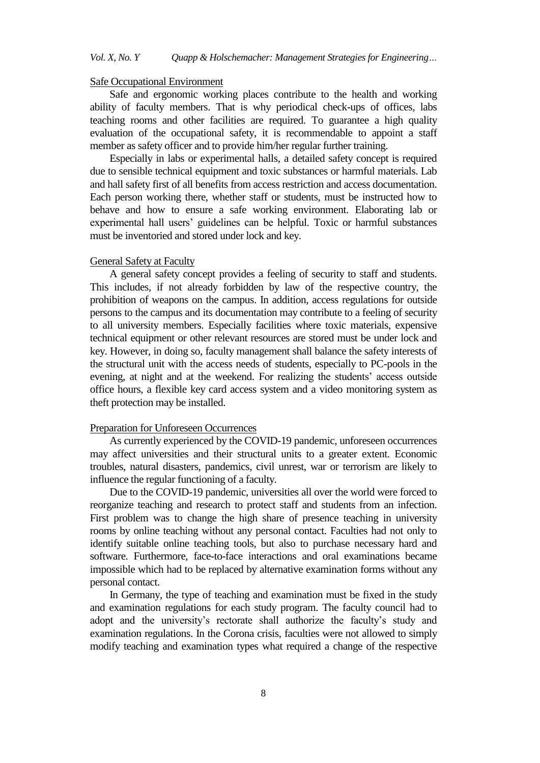#### Safe Occupational Environment

Safe and ergonomic working places contribute to the health and working ability of faculty members. That is why periodical check-ups of offices, labs teaching rooms and other facilities are required. To guarantee a high quality evaluation of the occupational safety, it is recommendable to appoint a staff member as safety officer and to provide him/her regular further training.

Especially in labs or experimental halls, a detailed safety concept is required due to sensible technical equipment and toxic substances or harmful materials. Lab and hall safety first of all benefits from access restriction and access documentation. Each person working there, whether staff or students, must be instructed how to behave and how to ensure a safe working environment. Elaborating lab or experimental hall users' guidelines can be helpful. Toxic or harmful substances must be inventoried and stored under lock and key.

#### General Safety at Faculty

A general safety concept provides a feeling of security to staff and students. This includes, if not already forbidden by law of the respective country, the prohibition of weapons on the campus. In addition, access regulations for outside persons to the campus and its documentation may contribute to a feeling of security to all university members. Especially facilities where toxic materials, expensive technical equipment or other relevant resources are stored must be under lock and key. However, in doing so, faculty management shall balance the safety interests of the structural unit with the access needs of students, especially to PC-pools in the evening, at night and at the weekend. For realizing the students' access outside office hours, a flexible key card access system and a video monitoring system as theft protection may be installed.

#### Preparation for Unforeseen Occurrences

As currently experienced by the COVID-19 pandemic, unforeseen occurrences may affect universities and their structural units to a greater extent. Economic troubles, natural disasters, pandemics, civil unrest, war or terrorism are likely to influence the regular functioning of a faculty.

Due to the COVID-19 pandemic, universities all over the world were forced to reorganize teaching and research to protect staff and students from an infection. First problem was to change the high share of presence teaching in university rooms by online teaching without any personal contact. Faculties had not only to identify suitable online teaching tools, but also to purchase necessary hard and software. Furthermore, face-to-face interactions and oral examinations became impossible which had to be replaced by alternative examination forms without any personal contact.

In Germany, the type of teaching and examination must be fixed in the study and examination regulations for each study program. The faculty council had to adopt and the university's rectorate shall authorize the faculty's study and examination regulations. In the Corona crisis, faculties were not allowed to simply modify teaching and examination types what required a change of the respective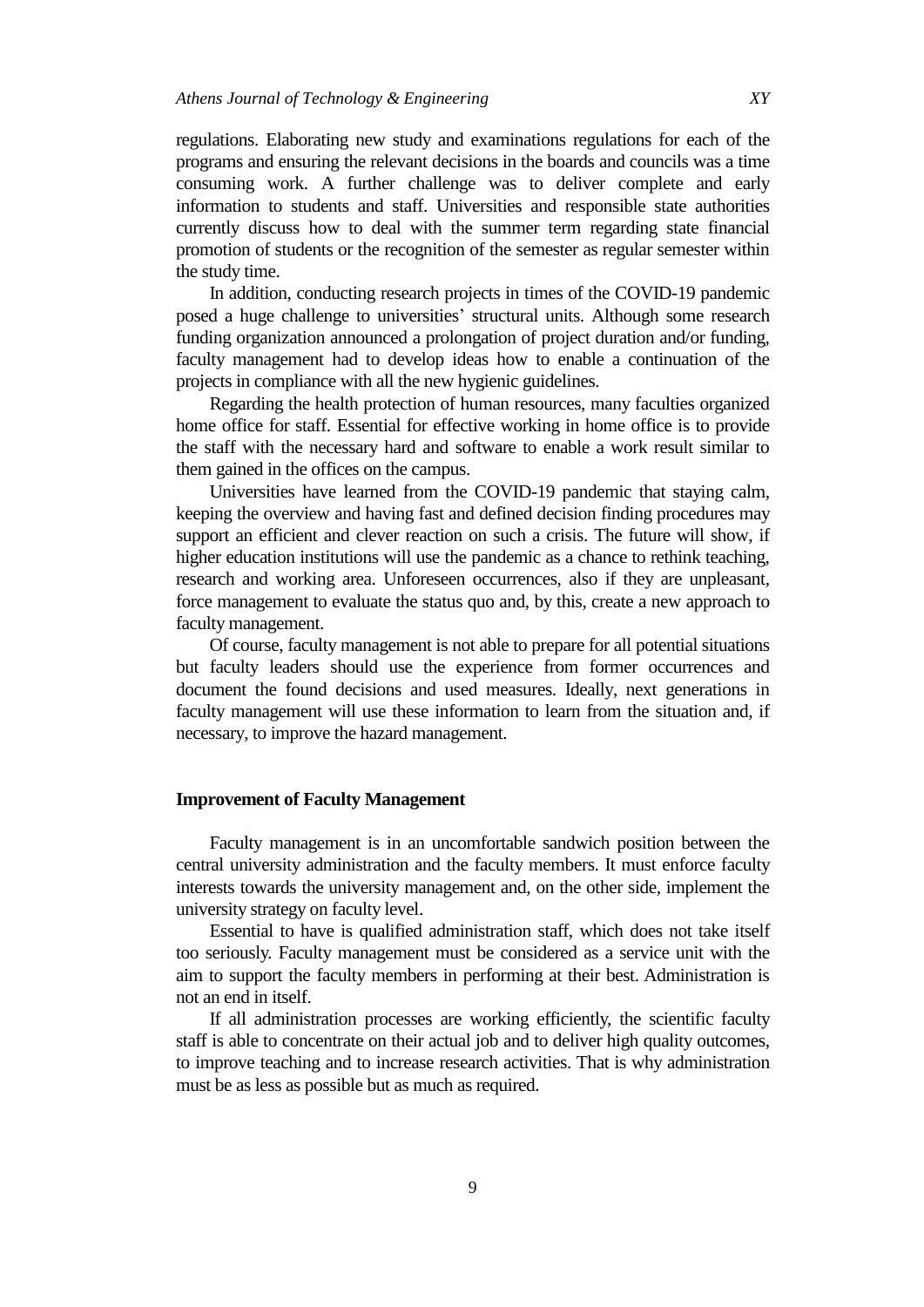regulations. Elaborating new study and examinations regulations for each of the programs and ensuring the relevant decisions in the boards and councils was a time consuming work. A further challenge was to deliver complete and early information to students and staff. Universities and responsible state authorities currently discuss how to deal with the summer term regarding state financial promotion of students or the recognition of the semester as regular semester within the study time.

In addition, conducting research projects in times of the COVID-19 pandemic posed a huge challenge to universities' structural units. Although some research funding organization announced a prolongation of project duration and/or funding, faculty management had to develop ideas how to enable a continuation of the projects in compliance with all the new hygienic guidelines.

Regarding the health protection of human resources, many faculties organized home office for staff. Essential for effective working in home office is to provide the staff with the necessary hard and software to enable a work result similar to them gained in the offices on the campus.

Universities have learned from the COVID-19 pandemic that staying calm, keeping the overview and having fast and defined decision finding procedures may support an efficient and clever reaction on such a crisis. The future will show, if higher education institutions will use the pandemic as a chance to rethink teaching, research and working area. Unforeseen occurrences, also if they are unpleasant, force management to evaluate the status quo and, by this, create a new approach to faculty management.

Of course, faculty management is not able to prepare for all potential situations but faculty leaders should use the experience from former occurrences and document the found decisions and used measures. Ideally, next generations in faculty management will use these information to learn from the situation and, if necessary, to improve the hazard management.

## Improvement of Faculty Management

Faculty management is in an uncomfortable sandwich position between the central university administration and the faculty members. It must enforce faculty interests towards the university management and, on the other side, implement the university strategy on faculty level.

Essential to have is qualified administration staff, which does not take itself too seriously. Faculty management must be considered as a service unit with the aim to support the faculty members in performing at their best. Administration is not an end in itself.

If all administration processes are working efficiently, the scientific faculty staff is able to concentrate on their actual job and to deliver high quality outcomes, to improve teaching and to increase research activities. That is why administration must be as less as possible but as much as required.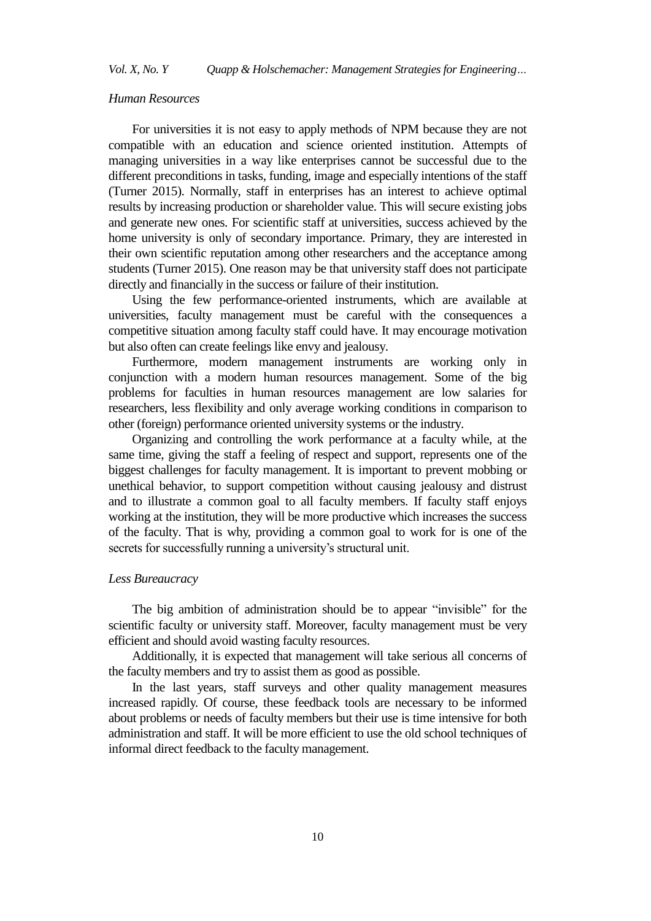*Human Resources*

For universities it is not easy to apply methods of NPM because they are not compatible with an education and science oriented institution. Attempts of managing universities in a way like enterprises cannot be successful due to the different preconditions in tasks, funding, image and especially intentions of the staff (Turner 2015). Normally, staff in enterprises has an interest to achieve optimal results by increasing production or shareholder value. This will secure existing jobs and generate new ones. For scientific staff at universities, success achieved by the home university is only of secondary importance. Primary, they are interested in their own scientific reputation among other researchers and the acceptance among students (Turner 2015). One reason may be that university staff does not participate directly and financially in the success or failure of their institution.

Using the few performance-oriented instruments, which are available at universities, faculty management must be careful with the consequences a competitive situation among faculty staff could have. It may encourage motivation but also often can create feelings like envy and jealousy.

Furthermore, modern management instruments are working only in conjunction with a modern human resources management. Some of the big problems for faculties in human resources management are low salaries for researchers, less flexibility and only average working conditions in comparison to other (foreign) performance oriented university systems or the industry.

Organizing and controlling the work performance at a faculty while, at the same time, giving the staff a feeling of respect and support, represents one of the biggest challenges for faculty management. It is important to prevent mobbing or unethical behavior, to support competition without causing jealousy and distrust and to illustrate a common goal to all faculty members. If faculty staff enjoys working at the institution, they will be more productive which increases the success of the faculty. That is why, providing a common goal to work for is one of the secrets for successfully running a university's structural unit.

*Less Bureaucracy*

The big ambition of administration should be to appear "invisible" for the scientific faculty or university staff. Moreover, faculty management must be very efficient and should avoid wasting faculty resources.

Additionally, it is expected that management will take serious all concerns of the faculty members and try to assist them as good as possible.

In the last years, staff surveys and other quality management measures increased rapidly. Of course, these feedback tools are necessary to be informed about problems or needs of faculty members but their use is time intensive for both administration and staff. It will be more efficient to use the old school techniques of informal direct feedback to the faculty management.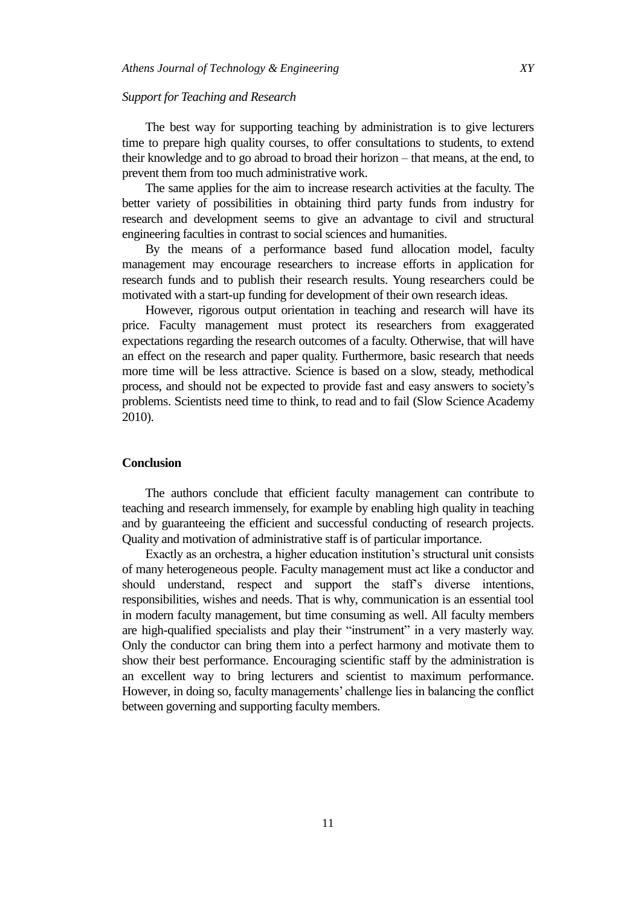*Support for Teaching and Research*

The best way for supporting teaching by administration is to give lecturers time to prepare high quality courses, to offer consultations to students, to extend their knowledge and to go abroad to broad their horizon – that means, at the end, to prevent them from too much administrative work.

The same applies for the aim to increase research activities at the faculty. The better variety of possibilities in obtaining third party funds from industry for research and development seems to give an advantage to civil and structural engineering faculties in contrast to social sciences and humanities.

By the means of a performance based fund allocation model, faculty management may encourage researchers to increase efforts in application for research funds and to publish their research results. Young researchers could be motivated with a start-up funding for development of their own research ideas.

However, rigorous output orientation in teaching and research will have its price. Faculty management must protect its researchers from exaggerated expectations regarding the research outcomes of a faculty. Otherwise, that will have an effect on the research and paper quality. Furthermore, basic research that needs more time will be less attractive. Science is based on a slow, steady, methodical process, and should not be expected to provide fast and easy answers to society's problems. Scientists need time to think, to read and to fail (Slow Science Academy 2010).

## Conclusion

The authors conclude that efficient faculty management can contribute to teaching and research immensely, for example by enabling high quality in teaching and by guaranteeing the efficient and successful conducting of research projects. Quality and motivation of administrative staff is of particular importance.

Exactly as an orchestra, a higher education institution's structural unit consists of many heterogeneous people. Faculty management must act like a conductor and should understand, respect and support the staff's diverse intentions, responsibilities, wishes and needs. That is why, communication is an essential tool in modern faculty management, but time consuming as well. All faculty members are high-qualified specialists and play their "instrument" in a very masterly way. Only the conductor can bring them into a perfect harmony and motivate them to show their best performance. Encouraging scientific staff by the administration is an excellent way to bring lecturers and scientist to maximum performance. However, in doing so, faculty managements' challenge lies in balancing the conflict between governing and supporting faculty members.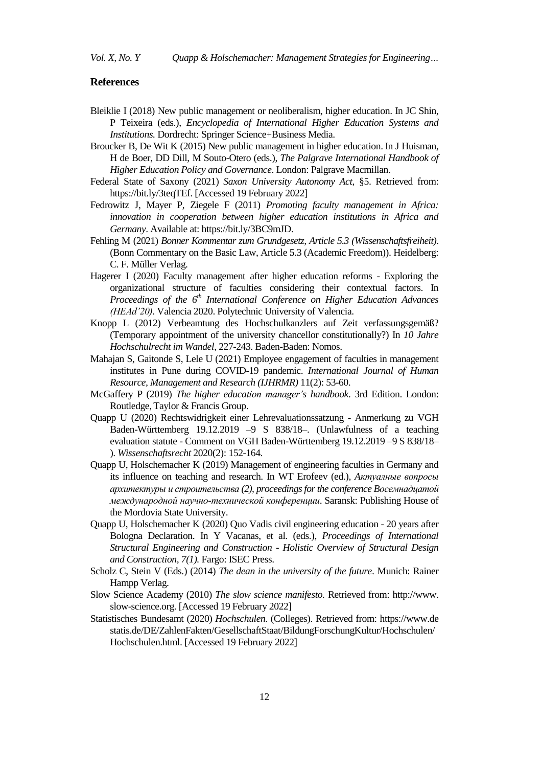## References

Bleiklie I (2018) New public management or neoliberalism, higher education. In JC Shin, P Teixeira (eds.), *Encyclopedia of International Higher Education Systems and Institutions.* Dordrecht: Springer Science+Business Media.

Broucker B, De Wit K (2015) New public management in higher education. In J Huisman, H de Boer, DD Dill, M Souto-Otero (eds.), *The Palgrave International Handbook of Higher Education Policy and Governance*. London: Palgrave Macmillan.

Federal State of Saxony (2021) *Saxon University Autonomy Act*, §5. Retrieved from: https://bit.ly/3teqTEf. [Accessed 19 February 2022]

Fedrowitz J, Mayer P, Ziegele F (2011) *Promoting faculty management in Africa: innovation in cooperation between higher education institutions in Africa and Germany*. Available at: https://bit.ly/3BC9mJD.

Fehling M (2021) *Bonner Kommentar zum Grundgesetz, Article 5.3 (Wissenschaftsfreiheit)*. (Bonn Commentary on the Basic Law, Article 5.3 (Academic Freedom)). Heidelberg: C. F. Müller Verlag.

Hagerer I (2020) Faculty management after higher education reforms - Exploring the organizational structure of faculties considering their contextual factors. In *Proceedings of the 6th International Conference on Higher Education Advances (HEAd'20)*. Valencia 2020. Polytechnic University of Valencia.

Knopp L (2012) Verbeamtung des Hochschulkanzlers auf Zeit verfassungsgemäß? (Temporary appointment of the university chancellor constitutionally?) In *10 Jahre Hochschulrecht im Wandel*, 227-243. Baden-Baden: Nomos.

Mahajan S, Gaitonde S, Lele U (2021) Employee engagement of faculties in management institutes in Pune during COVID-19 pandemic. *International Journal of Human Resource, Management and Research (IJHRMR)* 11(2): 53-60.

McGaffery P (2019) *The higher education manager's handbook*. 3rd Edition. London: Routledge, Taylor & Francis Group.

Quapp U (2020) Rechtswidrigkeit einer Lehrevaluationssatzung - Anmerkung zu VGH Baden-Württemberg 19.12.2019 –9 S 838/18–. (Unlawfulness of a teaching evaluation statute - Comment on VGH Baden-Württemberg 19.12.2019 –9 S 838/18–). *Wissenschaftsrecht* 2020(2): 152-164.

Quapp U, Holschemacher K (2019) Management of engineering faculties in Germany and its influence on teaching and research. In WT Erofeev (ed.), *Актуалные вопросы архитектуры и строительства (2), proceedings for the conference Восемнадцатой международной научно-технической конференции*. Saransk: Publishing House of the Mordovia State University.

Quapp U, Holschemacher K (2020) Quo Vadis civil engineering education - 20 years after Bologna Declaration. In Y Vacanas, et al. (eds.), *Proceedings of International Structural Engineering and Construction - Holistic Overview of Structural Design and Construction, 7(1).* Fargo: ISEC Press.

Scholz C, Stein V (Eds.) (2014) *The dean in the university of the future*. Munich: Rainer Hampp Verlag.

Slow Science Academy (2010) *The slow science manifesto.* Retrieved from: http://www.slow-science.org. [Accessed 19 February 2022]

Statistisches Bundesamt (2020) *Hochschulen.* (Colleges). Retrieved from: https://www.destatis.de/DE/ZahlenFakten/GesellschaftStaat/BildungForschungKultur/Hochschulen/Hochschulen.html. [Accessed 19 February 2022]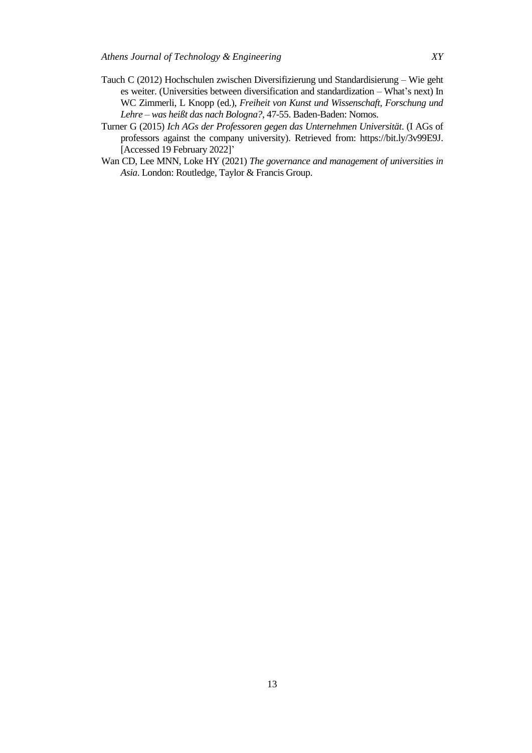Tauch C (2012) Hochschulen zwischen Diversifizierung und Standardisierung – Wie geht es weiter. (Universities between diversification and standardization – What's next) In WC Zimmerli, L Knopp (ed.), *Freiheit von Kunst und Wissenschaft, Forschung und Lehre – was heißt das nach Bologna?*, 47-55. Baden-Baden: Nomos.

Turner G (2015) *Ich AGs der Professoren gegen das Unternehmen Universität*. (I AGs of professors against the company university). Retrieved from: https://bit.ly/3v99E9J. [Accessed 19 February 2022]'

Wan CD, Lee MNN, Loke HY (2021) *The governance and management of universities in Asia*. London: Routledge, Taylor & Francis Group.